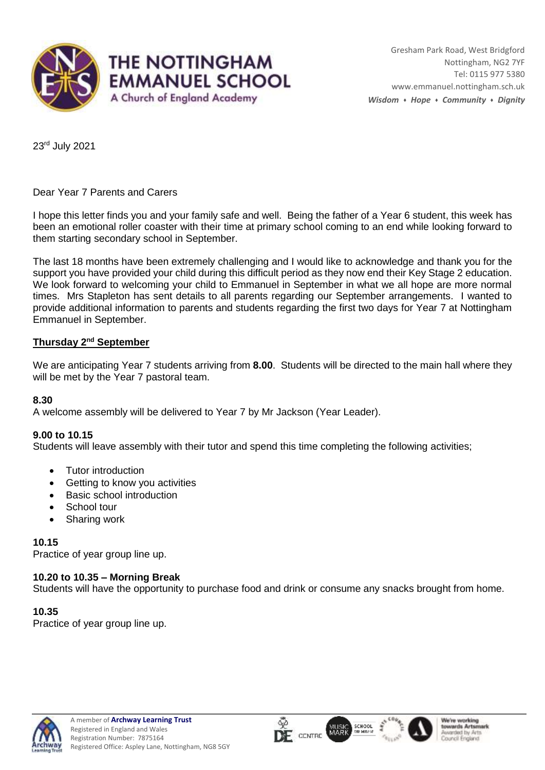# THE NOTTINGHAM EMMANUEL SCHOOL

A Church of England Academy

Gresham Park Road, West Bridgford
Nottingham, NG2 7YF
Tel: 0115 977 5380
www.emmanuel.nottingham.sch.uk

***Wisdom • Hope • Community • Dignity***

23rd July 2021

Dear Year 7 Parents and Carers

I hope this letter finds you and your family safe and well. Being the father of a Year 6 student, this week has been an emotional roller coaster with their time at primary school coming to an end while looking forward to them starting secondary school in September.

The last 18 months have been extremely challenging and I would like to acknowledge and thank you for the support you have provided your child during this difficult period as they now end their Key Stage 2 education. We look forward to welcoming your child to Emmanuel in September in what we all hope are more normal times. Mrs Stapleton has sent details to all parents regarding our September arrangements. I wanted to provide additional information to parents and students regarding the first two days for Year 7 at Nottingham Emmanuel in September.

## Thursday 2nd September

We are anticipating Year 7 students arriving from **8.00**. Students will be directed to the main hall where they will be met by the Year 7 pastoral team.

**8.30**
A welcome assembly will be delivered to Year 7 by Mr Jackson (Year Leader).

**9.00 to 10.15**
Students will leave assembly with their tutor and spend this time completing the following activities;

- Tutor introduction
- Getting to know you activities
- Basic school introduction
- School tour
- Sharing work

**10.15**
Practice of year group line up.

**10.20 to 10.35 – Morning Break**
Students will have the opportunity to purchase food and drink or consume any snacks brought from home.

**10.35**
Practice of year group line up.

A member of **Archway Learning Trust**
Registered in England and Wales
Registration Number: 7875164
Registered Office: Aspley Lane, Nottingham, NG8 5GY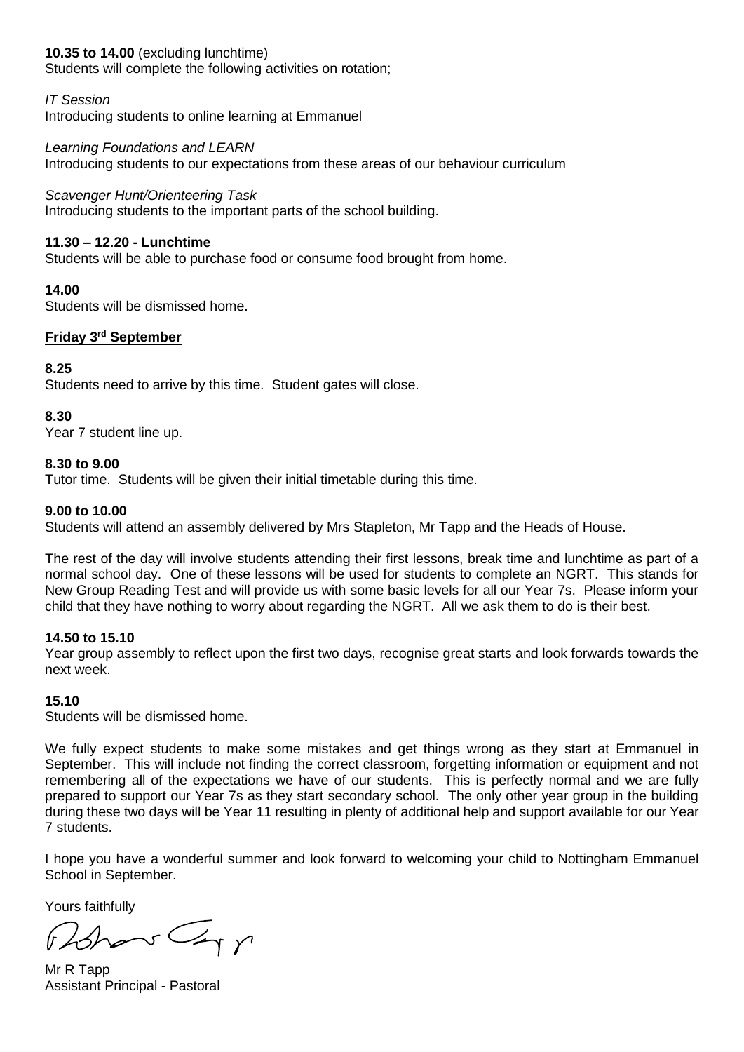**10.35 to 14.00** (excluding lunchtime)
Students will complete the following activities on rotation;

*IT Session*
Introducing students to online learning at Emmanuel

*Learning Foundations and LEARN*
Introducing students to our expectations from these areas of our behaviour curriculum

*Scavenger Hunt/Orienteering Task*
Introducing students to the important parts of the school building.

**11.30 – 12.20 - Lunchtime**
Students will be able to purchase food or consume food brought from home.

**14.00**
Students will be dismissed home.

**<u>Friday 3rd September</u>**

**8.25**
Students need to arrive by this time. Student gates will close.

**8.30**
Year 7 student line up.

**8.30 to 9.00**
Tutor time. Students will be given their initial timetable during this time.

**9.00 to 10.00**
Students will attend an assembly delivered by Mrs Stapleton, Mr Tapp and the Heads of House.

The rest of the day will involve students attending their first lessons, break time and lunchtime as part of a normal school day. One of these lessons will be used for students to complete an NGRT. This stands for New Group Reading Test and will provide us with some basic levels for all our Year 7s. Please inform your child that they have nothing to worry about regarding the NGRT. All we ask them to do is their best.

**14.50 to 15.10**
Year group assembly to reflect upon the first two days, recognise great starts and look forwards towards the next week.

**15.10**
Students will be dismissed home.

We fully expect students to make some mistakes and get things wrong as they start at Emmanuel in September. This will include not finding the correct classroom, forgetting information or equipment and not remembering all of the expectations we have of our students. This is perfectly normal and we are fully prepared to support our Year 7s as they start secondary school. The only other year group in the building during these two days will be Year 11 resulting in plenty of additional help and support available for our Year 7 students.

I hope you have a wonderful summer and look forward to welcoming your child to Nottingham Emmanuel School in September.

Yours faithfully

Mr R Tapp
Assistant Principal - Pastoral